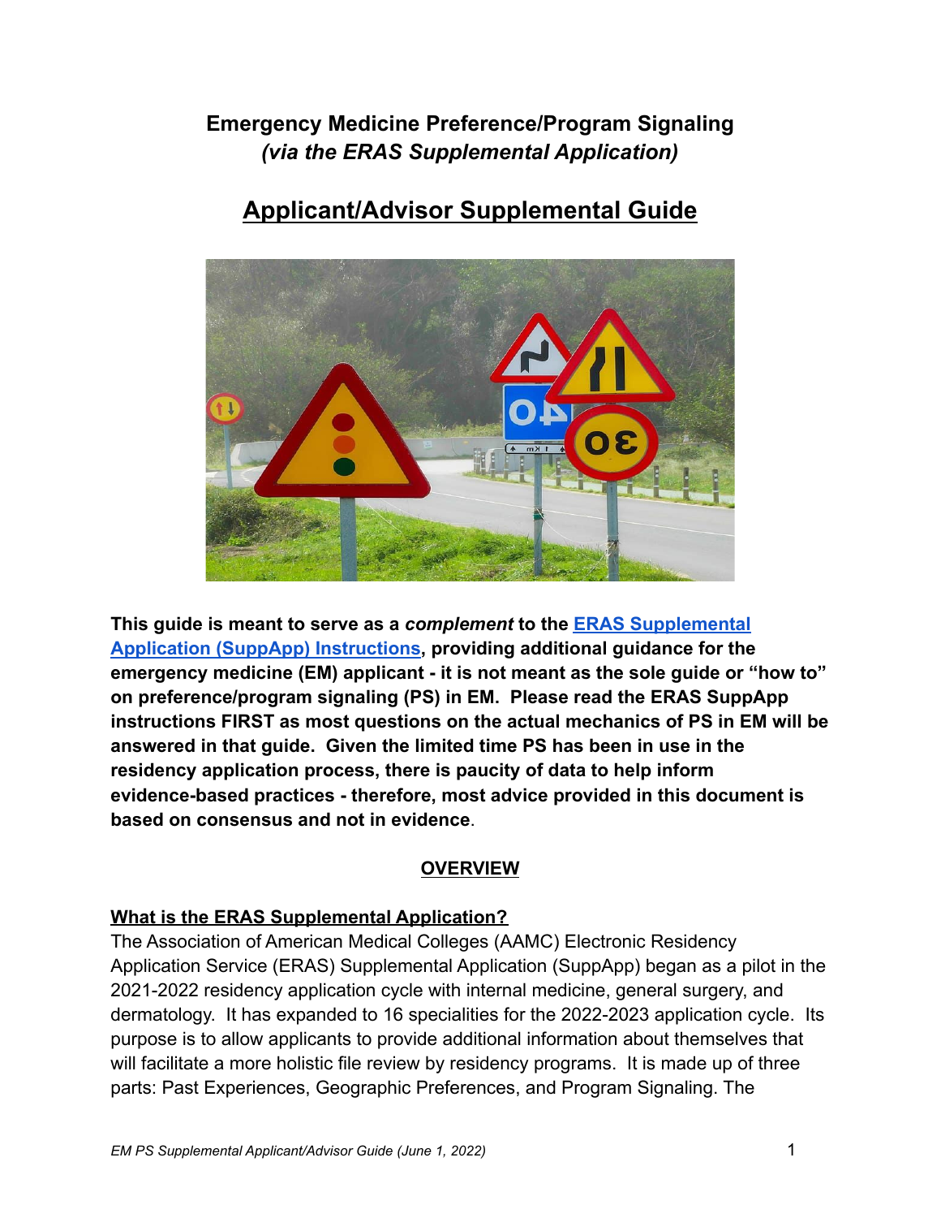# Emergency Medicine Preference/Program Signaling
## *(via the ERAS Supplemental Application)*

## Applicant/Advisor Supplemental Guide

**This guide is meant to serve as a *complement* to the [ERAS Supplemental Application (SuppApp) Instructions](), providing additional guidance for the emergency medicine (EM) applicant - it is not meant as the sole guide or "how to" on preference/program signaling (PS) in EM. Please read the ERAS SuppApp instructions FIRST as most questions on the actual mechanics of PS in EM will be answered in that guide. Given the limited time PS has been in use in the residency application process, there is paucity of data to help inform evidence-based practices - therefore, most advice provided in this document is based on consensus and not in evidence.**

### OVERVIEW

**What is the ERAS Supplemental Application?**

The Association of American Medical Colleges (AAMC) Electronic Residency Application Service (ERAS) Supplemental Application (SuppApp) began as a pilot in the 2021-2022 residency application cycle with internal medicine, general surgery, and dermatology. It has expanded to 16 specialities for the 2022-2023 application cycle. Its purpose is to allow applicants to provide additional information about themselves that will facilitate a more holistic file review by residency programs. It is made up of three parts: Past Experiences, Geographic Preferences, and Program Signaling. The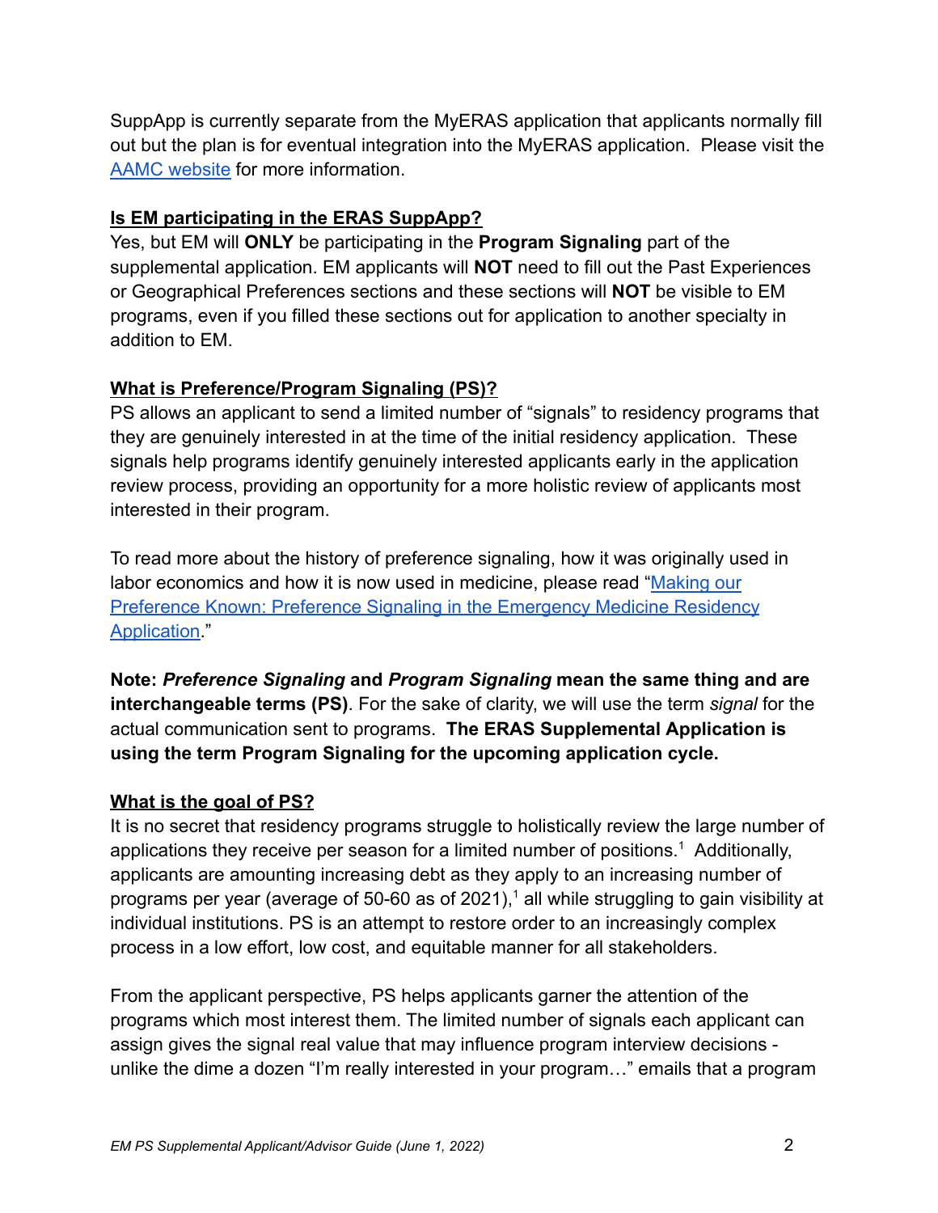SuppApp is currently separate from the MyERAS application that applicants normally fill out but the plan is for eventual integration into the MyERAS application. Please visit the AAMC website for more information.

**Is EM participating in the ERAS SuppApp?**

Yes, but EM will **ONLY** be participating in the **Program Signaling** part of the supplemental application. EM applicants will **NOT** need to fill out the Past Experiences or Geographical Preferences sections and these sections will **NOT** be visible to EM programs, even if you filled these sections out for application to another specialty in addition to EM.

**What is Preference/Program Signaling (PS)?**

PS allows an applicant to send a limited number of "signals" to residency programs that they are genuinely interested in at the time of the initial residency application. These signals help programs identify genuinely interested applicants early in the application review process, providing an opportunity for a more holistic review of applicants most interested in their program.

To read more about the history of preference signaling, how it was originally used in labor economics and how it is now used in medicine, please read "Making our Preference Known: Preference Signaling in the Emergency Medicine Residency Application."

**Note: *Preference Signaling* and *Program Signaling* mean the same thing and are interchangeable terms (PS)**. For the sake of clarity, we will use the term *signal* for the actual communication sent to programs. **The ERAS Supplemental Application is using the term Program Signaling for the upcoming application cycle.**

**What is the goal of PS?**

It is no secret that residency programs struggle to holistically review the large number of applications they receive per season for a limited number of positions.[1] Additionally, applicants are amounting increasing debt as they apply to an increasing number of programs per year (average of 50-60 as of 2021),[1] all while struggling to gain visibility at individual institutions. PS is an attempt to restore order to an increasingly complex process in a low effort, low cost, and equitable manner for all stakeholders.

From the applicant perspective, PS helps applicants garner the attention of the programs which most interest them. The limited number of signals each applicant can assign gives the signal real value that may influence program interview decisions - unlike the dime a dozen "I'm really interested in your program…" emails that a program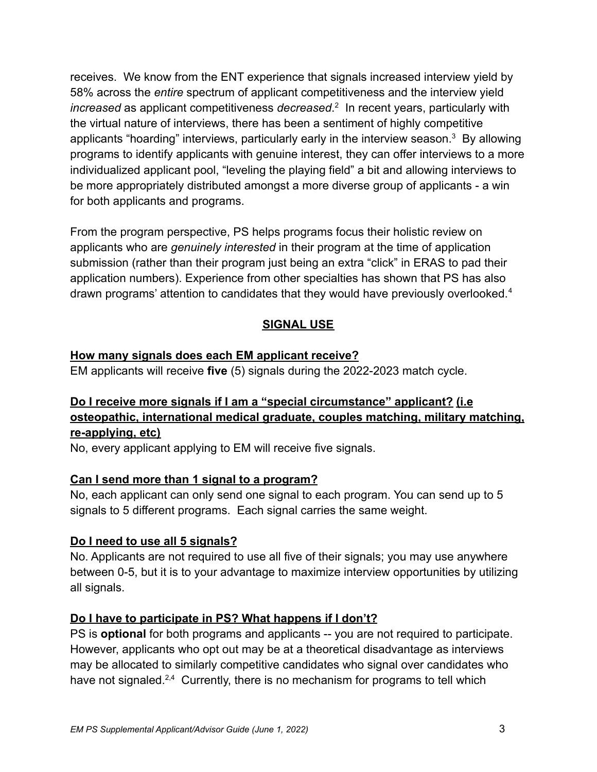receives. We know from the ENT experience that signals increased interview yield by 58% across the *entire* spectrum of applicant competitiveness and the interview yield *increased* as applicant competitiveness *decreased*.[2] In recent years, particularly with the virtual nature of interviews, there has been a sentiment of highly competitive applicants "hoarding" interviews, particularly early in the interview season.[3] By allowing programs to identify applicants with genuine interest, they can offer interviews to a more individualized applicant pool, "leveling the playing field" a bit and allowing interviews to be more appropriately distributed amongst a more diverse group of applicants - a win for both applicants and programs.

From the program perspective, PS helps programs focus their holistic review on applicants who are *genuinely interested* in their program at the time of application submission (rather than their program just being an extra "click" in ERAS to pad their application numbers). Experience from other specialties has shown that PS has also drawn programs' attention to candidates that they would have previously overlooked.[4]

## SIGNAL USE

### How many signals does each EM applicant receive?

EM applicants will receive **five** (5) signals during the 2022-2023 match cycle.

### Do I receive more signals if I am a "special circumstance" applicant? (i.e osteopathic, international medical graduate, couples matching, military matching, re-applying, etc)

No, every applicant applying to EM will receive five signals.

### Can I send more than 1 signal to a program?

No, each applicant can only send one signal to each program. You can send up to 5 signals to 5 different programs. Each signal carries the same weight.

### Do I need to use all 5 signals?

No. Applicants are not required to use all five of their signals; you may use anywhere between 0-5, but it is to your advantage to maximize interview opportunities by utilizing all signals.

### Do I have to participate in PS? What happens if I don't?

PS is **optional** for both programs and applicants -- you are not required to participate. However, applicants who opt out may be at a theoretical disadvantage as interviews may be allocated to similarly competitive candidates who signal over candidates who have not signaled.[2,4] Currently, there is no mechanism for programs to tell which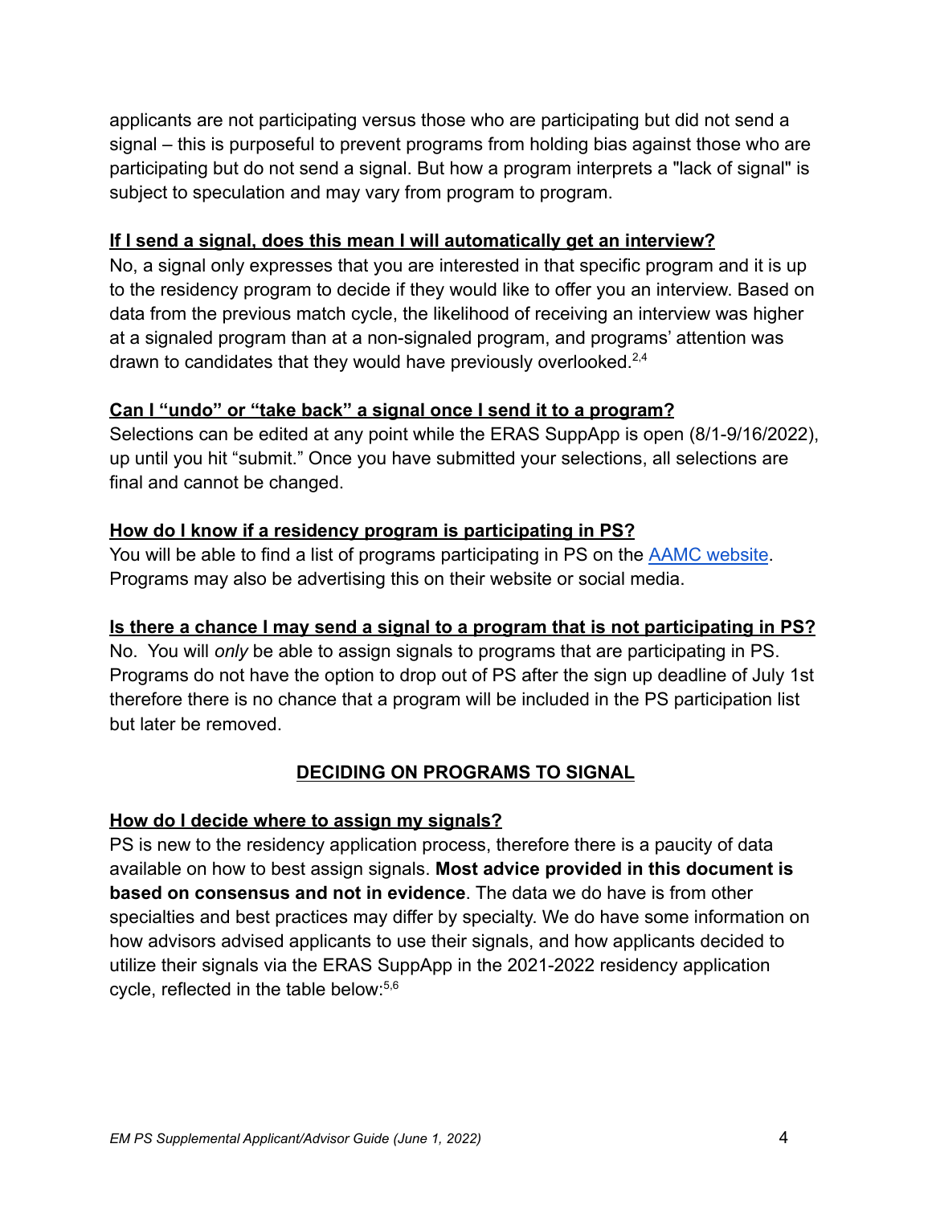applicants are not participating versus those who are participating but did not send a signal – this is purposeful to prevent programs from holding bias against those who are participating but do not send a signal. But how a program interprets a "lack of signal" is subject to speculation and may vary from program to program.

**If I send a signal, does this mean I will automatically get an interview?**

No, a signal only expresses that you are interested in that specific program and it is up to the residency program to decide if they would like to offer you an interview. Based on data from the previous match cycle, the likelihood of receiving an interview was higher at a signaled program than at a non-signaled program, and programs' attention was drawn to candidates that they would have previously overlooked.[2,4]

**Can I "undo" or "take back" a signal once I send it to a program?**

Selections can be edited at any point while the ERAS SuppApp is open (8/1-9/16/2022), up until you hit "submit." Once you have submitted your selections, all selections are final and cannot be changed.

**How do I know if a residency program is participating in PS?**

You will be able to find a list of programs participating in PS on the [AAMC website](). Programs may also be advertising this on their website or social media.

**Is there a chance I may send a signal to a program that is not participating in PS?**

No. You will *only* be able to assign signals to programs that are participating in PS. Programs do not have the option to drop out of PS after the sign up deadline of July 1st therefore there is no chance that a program will be included in the PS participation list but later be removed.

## DECIDING ON PROGRAMS TO SIGNAL

**How do I decide where to assign my signals?**

PS is new to the residency application process, therefore there is a paucity of data available on how to best assign signals. **Most advice provided in this document is based on consensus and not in evidence**. The data we do have is from other specialties and best practices may differ by specialty. We do have some information on how advisors advised applicants to use their signals, and how applicants decided to utilize their signals via the ERAS SuppApp in the 2021-2022 residency application cycle, reflected in the table below:[5,6]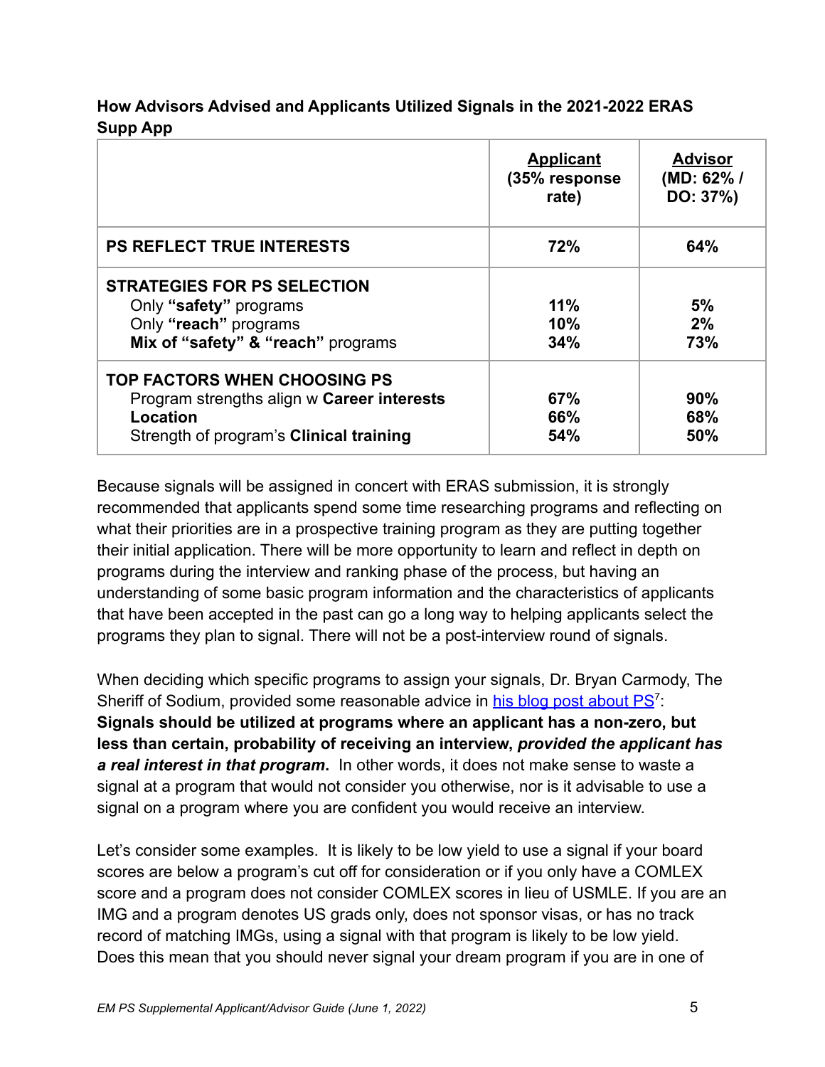**How Advisors Advised and Applicants Utilized Signals in the 2021-2022 ERAS Supp App**

| | Applicant (35% response rate) | Advisor (MD: 62% / DO: 37%) |
|---|---|---|
| **PS REFLECT TRUE INTERESTS** | **72%** | **64%** |
| **STRATEGIES FOR PS SELECTION** | | |
| Only **"safety"** programs | **11%** | **5%** |
| Only **"reach"** programs | **10%** | **2%** |
| **Mix of "safety" & "reach"** programs | **34%** | **73%** |
| **TOP FACTORS WHEN CHOOSING PS** | | |
| Program strengths align w **Career interests** | **67%** | **90%** |
| **Location** | **66%** | **68%** |
| Strength of program's **Clinical training** | **54%** | **50%** |

Because signals will be assigned in concert with ERAS submission, it is strongly recommended that applicants spend some time researching programs and reflecting on what their priorities are in a prospective training program as they are putting together their initial application. There will be more opportunity to learn and reflect in depth on programs during the interview and ranking phase of the process, but having an understanding of some basic program information and the characteristics of applicants that have been accepted in the past can go a long way to helping applicants select the programs they plan to signal. There will not be a post-interview round of signals.

When deciding which specific programs to assign your signals, Dr. Bryan Carmody, The Sheriff of Sodium, provided some reasonable advice in his blog post about PS[7]: **Signals should be utilized at programs where an applicant has a non-zero, but less than certain, probability of receiving an interview, *provided the applicant has a real interest in that program*.** In other words, it does not make sense to waste a signal at a program that would not consider you otherwise, nor is it advisable to use a signal on a program where you are confident you would receive an interview.

Let's consider some examples. It is likely to be low yield to use a signal if your board scores are below a program's cut off for consideration or if you only have a COMLEX score and a program does not consider COMLEX scores in lieu of USMLE. If you are an IMG and a program denotes US grads only, does not sponsor visas, or has no track record of matching IMGs, using a signal with that program is likely to be low yield. Does this mean that you should never signal your dream program if you are in one of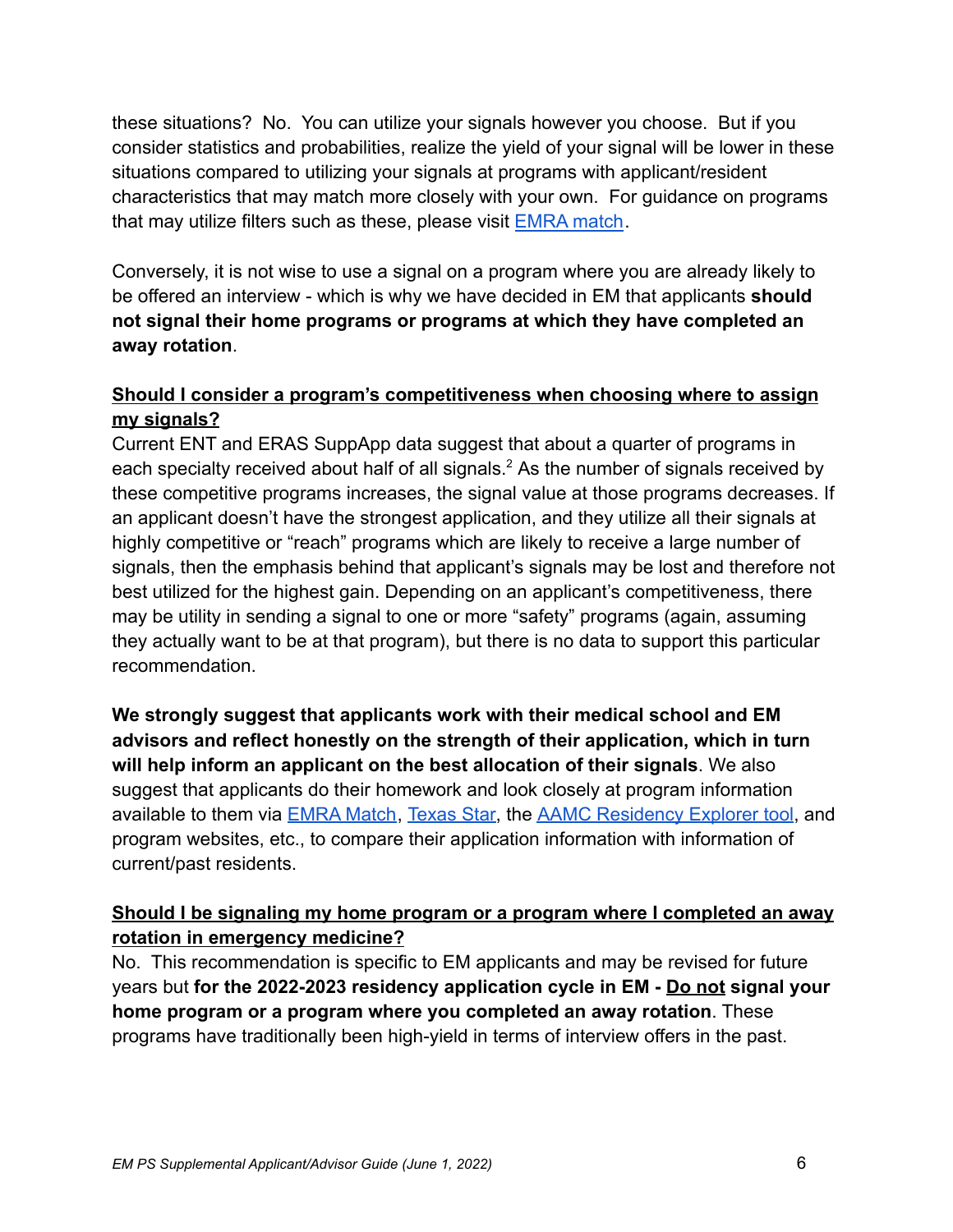these situations? No. You can utilize your signals however you choose. But if you consider statistics and probabilities, realize the yield of your signal will be lower in these situations compared to utilizing your signals at programs with applicant/resident characteristics that may match more closely with your own. For guidance on programs that may utilize filters such as these, please visit [EMRA match](#).

Conversely, it is not wise to use a signal on a program where you are already likely to be offered an interview - which is why we have decided in EM that applicants **should not signal their home programs or programs at which they have completed an away rotation**.

**<u>Should I consider a program's competitiveness when choosing where to assign my signals?</u>**

Current ENT and ERAS SuppApp data suggest that about a quarter of programs in each specialty received about half of all signals.[2] As the number of signals received by these competitive programs increases, the signal value at those programs decreases. If an applicant doesn't have the strongest application, and they utilize all their signals at highly competitive or "reach" programs which are likely to receive a large number of signals, then the emphasis behind that applicant's signals may be lost and therefore not best utilized for the highest gain. Depending on an applicant's competitiveness, there may be utility in sending a signal to one or more "safety" programs (again, assuming they actually want to be at that program), but there is no data to support this particular recommendation.

**We strongly suggest that applicants work with their medical school and EM advisors and reflect honestly on the strength of their application, which in turn will help inform an applicant on the best allocation of their signals**. We also suggest that applicants do their homework and look closely at program information available to them via [EMRA Match](#), [Texas Star](#), the [AAMC Residency Explorer tool](#), and program websites, etc., to compare their application information with information of current/past residents.

**<u>Should I be signaling my home program or a program where I completed an away rotation in emergency medicine?</u>**

No. This recommendation is specific to EM applicants and may be revised for future years but **for the 2022-2023 residency application cycle in EM - <u>Do not</u> signal your home program or a program where you completed an away rotation**. These programs have traditionally been high-yield in terms of interview offers in the past.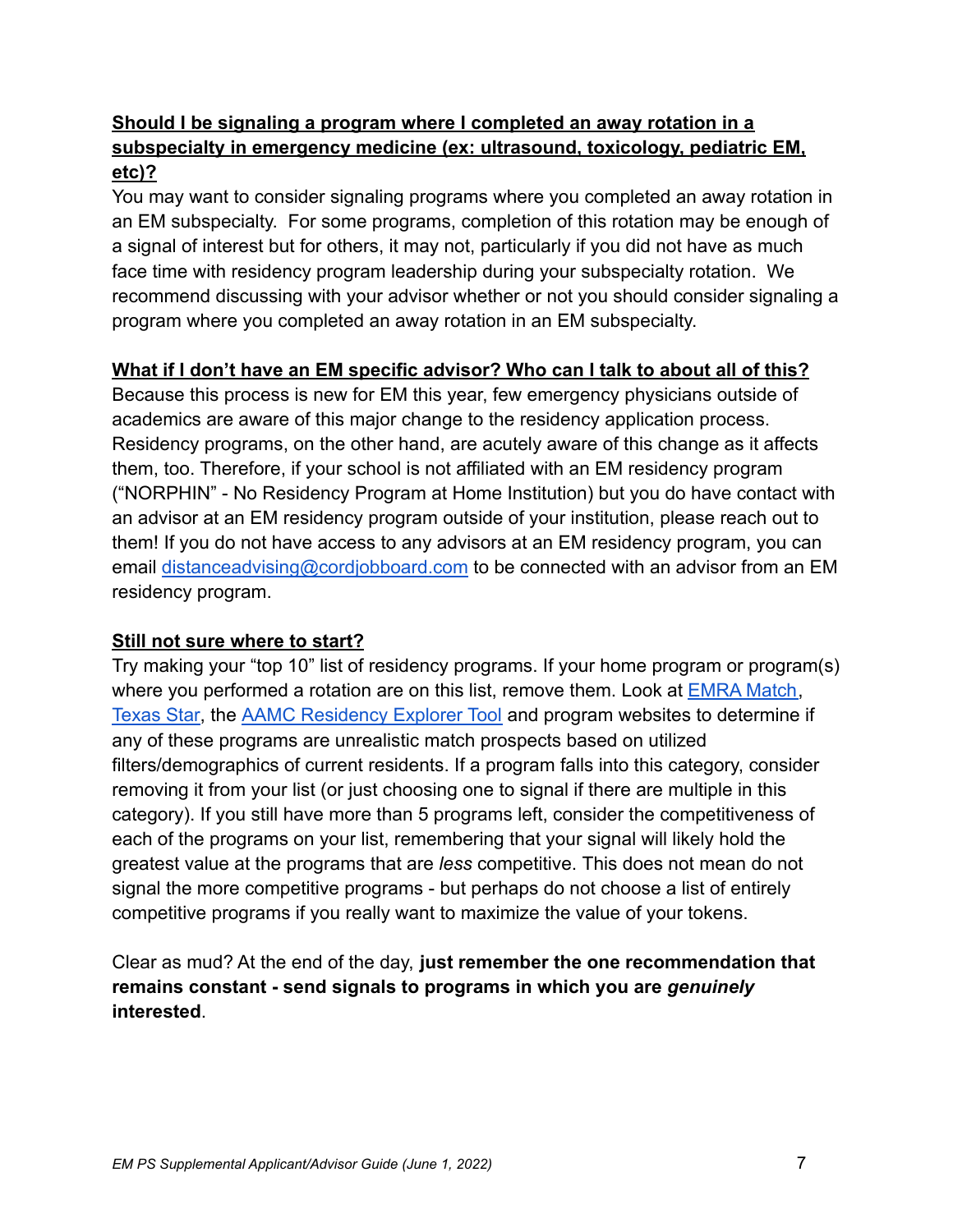**Should I be signaling a program where I completed an away rotation in a subspecialty in emergency medicine (ex: ultrasound, toxicology, pediatric EM, etc)?**

You may want to consider signaling programs where you completed an away rotation in an EM subspecialty. For some programs, completion of this rotation may be enough of a signal of interest but for others, it may not, particularly if you did not have as much face time with residency program leadership during your subspecialty rotation. We recommend discussing with your advisor whether or not you should consider signaling a program where you completed an away rotation in an EM subspecialty.

**What if I don't have an EM specific advisor? Who can I talk to about all of this?**

Because this process is new for EM this year, few emergency physicians outside of academics are aware of this major change to the residency application process. Residency programs, on the other hand, are acutely aware of this change as it affects them, too. Therefore, if your school is not affiliated with an EM residency program ("NORPHIN" - No Residency Program at Home Institution) but you do have contact with an advisor at an EM residency program outside of your institution, please reach out to them! If you do not have access to any advisors at an EM residency program, you can email [distanceadvising@cordjobboard.com](mailto:distanceadvising@cordjobboard.com) to be connected with an advisor from an EM residency program.

**Still not sure where to start?**

Try making your "top 10" list of residency programs. If your home program or program(s) where you performed a rotation are on this list, remove them. Look at [EMRA Match](), [Texas Star](), the [AAMC Residency Explorer Tool]() and program websites to determine if any of these programs are unrealistic match prospects based on utilized filters/demographics of current residents. If a program falls into this category, consider removing it from your list (or just choosing one to signal if there are multiple in this category). If you still have more than 5 programs left, consider the competitiveness of each of the programs on your list, remembering that your signal will likely hold the greatest value at the programs that are *less* competitive. This does not mean do not signal the more competitive programs - but perhaps do not choose a list of entirely competitive programs if you really want to maximize the value of your tokens.

Clear as mud? At the end of the day, **just remember the one recommendation that remains constant - send signals to programs in which you are *genuinely* interested**.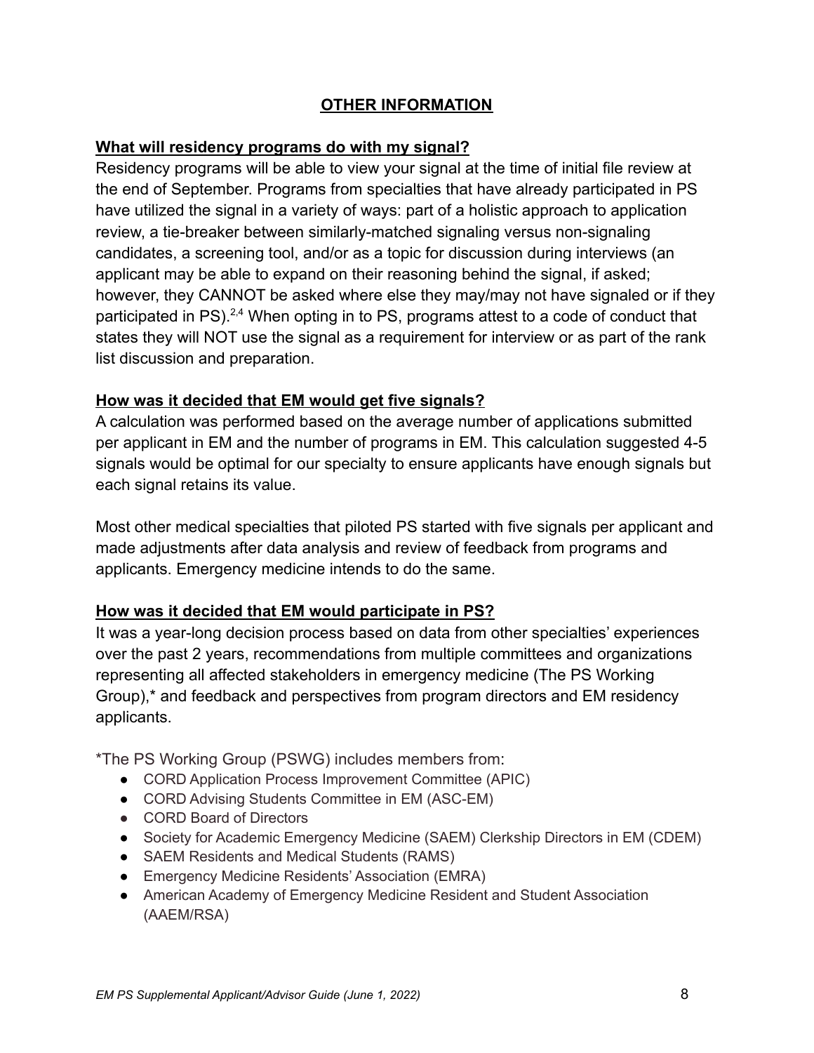## OTHER INFORMATION

### What will residency programs do with my signal?

Residency programs will be able to view your signal at the time of initial file review at the end of September. Programs from specialties that have already participated in PS have utilized the signal in a variety of ways: part of a holistic approach to application review, a tie-breaker between similarly-matched signaling versus non-signaling candidates, a screening tool, and/or as a topic for discussion during interviews (an applicant may be able to expand on their reasoning behind the signal, if asked; however, they CANNOT be asked where else they may/may not have signaled or if they participated in PS).[2,4] When opting in to PS, programs attest to a code of conduct that states they will NOT use the signal as a requirement for interview or as part of the rank list discussion and preparation.

### How was it decided that EM would get five signals?

A calculation was performed based on the average number of applications submitted per applicant in EM and the number of programs in EM. This calculation suggested 4-5 signals would be optimal for our specialty to ensure applicants have enough signals but each signal retains its value.

Most other medical specialties that piloted PS started with five signals per applicant and made adjustments after data analysis and review of feedback from programs and applicants. Emergency medicine intends to do the same.

### How was it decided that EM would participate in PS?

It was a year-long decision process based on data from other specialties' experiences over the past 2 years, recommendations from multiple committees and organizations representing all affected stakeholders in emergency medicine (The PS Working Group),* and feedback and perspectives from program directors and EM residency applicants.

*The PS Working Group (PSWG) includes members from:

- CORD Application Process Improvement Committee (APIC)
- CORD Advising Students Committee in EM (ASC-EM)
- CORD Board of Directors
- Society for Academic Emergency Medicine (SAEM) Clerkship Directors in EM (CDEM)
- SAEM Residents and Medical Students (RAMS)
- Emergency Medicine Residents' Association (EMRA)
- American Academy of Emergency Medicine Resident and Student Association (AAEM/RSA)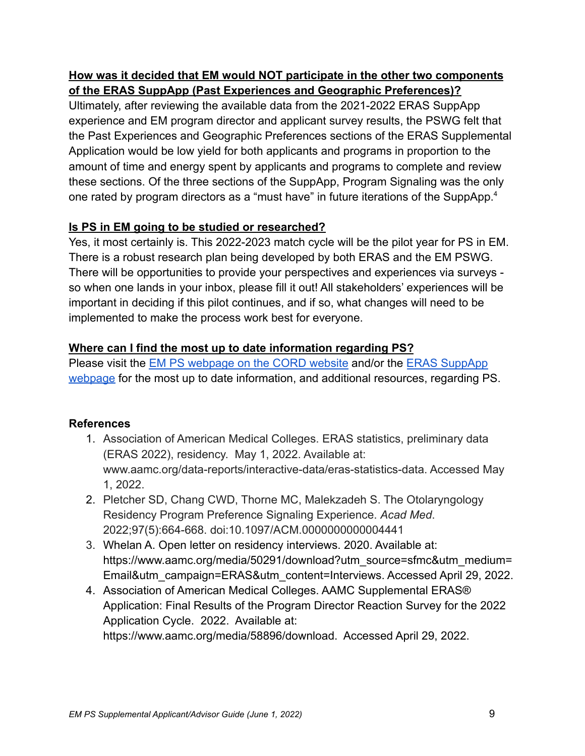**How was it decided that EM would NOT participate in the other two components of the ERAS SuppApp (Past Experiences and Geographic Preferences)?**

Ultimately, after reviewing the available data from the 2021-2022 ERAS SuppApp experience and EM program director and applicant survey results, the PSWG felt that the Past Experiences and Geographic Preferences sections of the ERAS Supplemental Application would be low yield for both applicants and programs in proportion to the amount of time and energy spent by applicants and programs to complete and review these sections. Of the three sections of the SuppApp, Program Signaling was the only one rated by program directors as a "must have" in future iterations of the SuppApp.[4]

**Is PS in EM going to be studied or researched?**

Yes, it most certainly is. This 2022-2023 match cycle will be the pilot year for PS in EM. There is a robust research plan being developed by both ERAS and the EM PSWG. There will be opportunities to provide your perspectives and experiences via surveys - so when one lands in your inbox, please fill it out! All stakeholders' experiences will be important in deciding if this pilot continues, and if so, what changes will need to be implemented to make the process work best for everyone.

**Where can I find the most up to date information regarding PS?**

Please visit the EM PS webpage on the CORD website and/or the ERAS SuppApp webpage for the most up to date information, and additional resources, regarding PS.

**References**

1. Association of American Medical Colleges. ERAS statistics, preliminary data (ERAS 2022), residency. May 1, 2022. Available at: www.aamc.org/data-reports/interactive-data/eras-statistics-data. Accessed May 1, 2022.
2. Pletcher SD, Chang CWD, Thorne MC, Malekzadeh S. The Otolaryngology Residency Program Preference Signaling Experience. *Acad Med*. 2022;97(5):664-668. doi:10.1097/ACM.0000000000004441
3. Whelan A. Open letter on residency interviews. 2020. Available at: https://www.aamc.org/media/50291/download?utm_source=sfmc&utm_medium=Email&utm_campaign=ERAS&utm_content=Interviews. Accessed April 29, 2022.
4. Association of American Medical Colleges. AAMC Supplemental ERAS® Application: Final Results of the Program Director Reaction Survey for the 2022 Application Cycle. 2022. Available at: https://www.aamc.org/media/58896/download. Accessed April 29, 2022.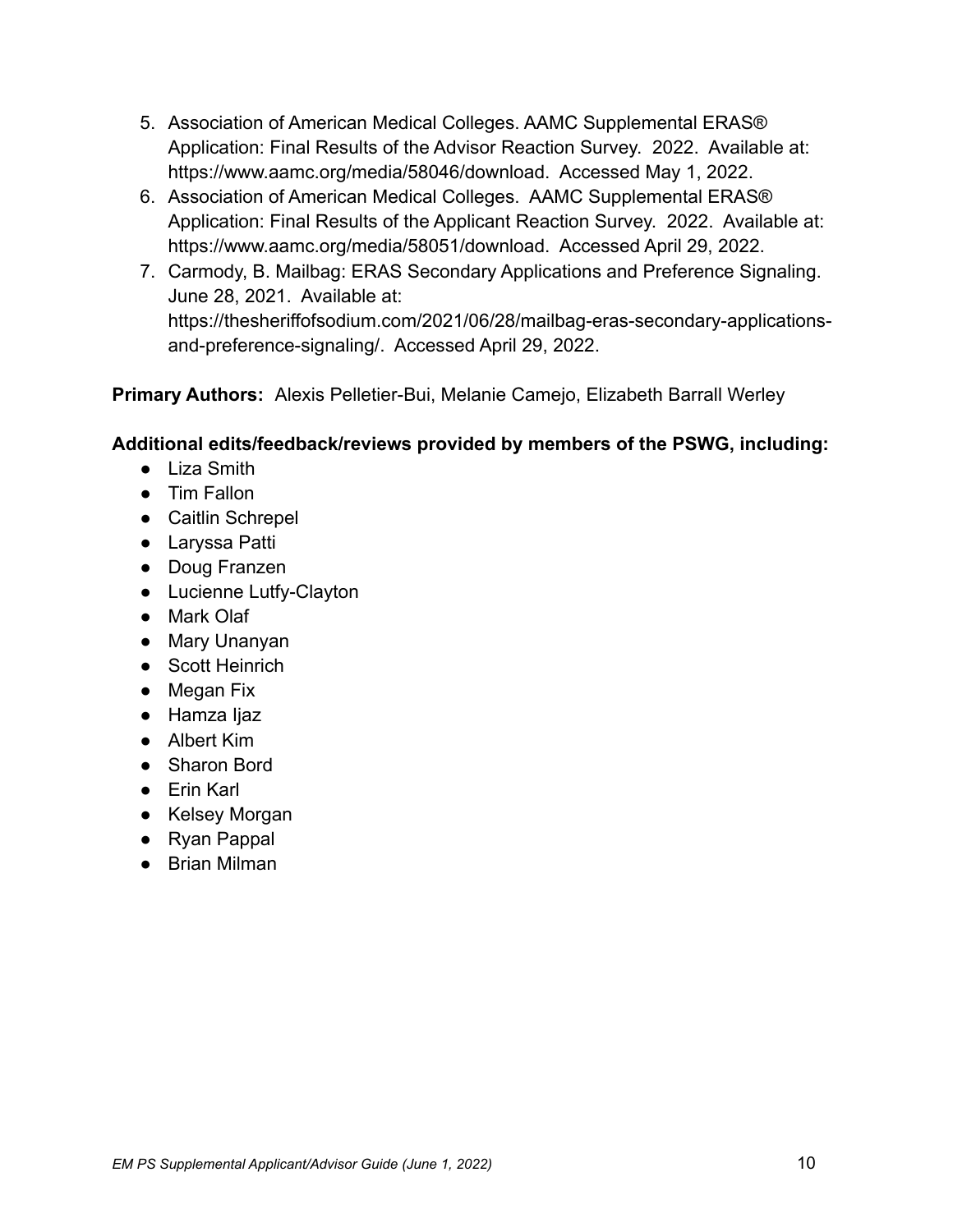5. Association of American Medical Colleges. AAMC Supplemental ERAS® Application: Final Results of the Advisor Reaction Survey. 2022. Available at: https://www.aamc.org/media/58046/download. Accessed May 1, 2022.
6. Association of American Medical Colleges. AAMC Supplemental ERAS® Application: Final Results of the Applicant Reaction Survey. 2022. Available at: https://www.aamc.org/media/58051/download. Accessed April 29, 2022.
7. Carmody, B. Mailbag: ERAS Secondary Applications and Preference Signaling. June 28, 2021. Available at: https://thesheriffofsodium.com/2021/06/28/mailbag-eras-secondary-applications-and-preference-signaling/. Accessed April 29, 2022.

**Primary Authors:** Alexis Pelletier-Bui, Melanie Camejo, Elizabeth Barrall Werley

**Additional edits/feedback/reviews provided by members of the PSWG, including:**

- Liza Smith
- Tim Fallon
- Caitlin Schrepel
- Laryssa Patti
- Doug Franzen
- Lucienne Lutfy-Clayton
- Mark Olaf
- Mary Unanyan
- Scott Heinrich
- Megan Fix
- Hamza Ijaz
- Albert Kim
- Sharon Bord
- Erin Karl
- Kelsey Morgan
- Ryan Pappal
- Brian Milman